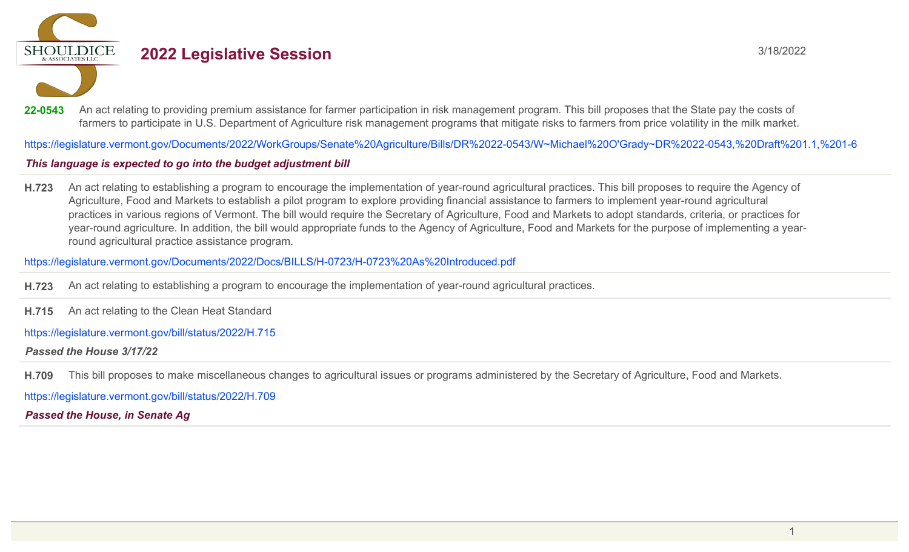# 2022 Legislative Session

3/18/2022

**22-0543** An act relating to providing premium assistance for farmer participation in risk management program. This bill proposes that the State pay the costs of farmers to participate in U.S. Department of Agriculture risk management programs that mitigate risks to farmers from price volatility in the milk market.

https://legislature.vermont.gov/Documents/2022/WorkGroups/Senate%20Agriculture/Bills/DR%2022-0543/W~Michael%20O'Grady~DR%2022-0543,%20Draft%201.1,%201-6

***This language is expected to go into the budget adjustment bill***

---

**H.723** An act relating to establishing a program to encourage the implementation of year-round agricultural practices. This bill proposes to require the Agency of Agriculture, Food and Markets to establish a pilot program to explore providing financial assistance to farmers to implement year-round agricultural practices in various regions of Vermont. The bill would require the Secretary of Agriculture, Food and Markets to adopt standards, criteria, or practices for year-round agriculture. In addition, the bill would appropriate funds to the Agency of Agriculture, Food and Markets for the purpose of implementing a year-round agricultural practice assistance program.

https://legislature.vermont.gov/Documents/2022/Docs/BILLS/H-0723/H-0723%20As%20Introduced.pdf

---

**H.723** An act relating to establishing a program to encourage the implementation of year-round agricultural practices.

---

**H.715** An act relating to the Clean Heat Standard

https://legislature.vermont.gov/bill/status/2022/H.715

***Passed the House 3/17/22***

---

**H.709** This bill proposes to make miscellaneous changes to agricultural issues or programs administered by the Secretary of Agriculture, Food and Markets.

https://legislature.vermont.gov/bill/status/2022/H.709

***Passed the House, in Senate Ag***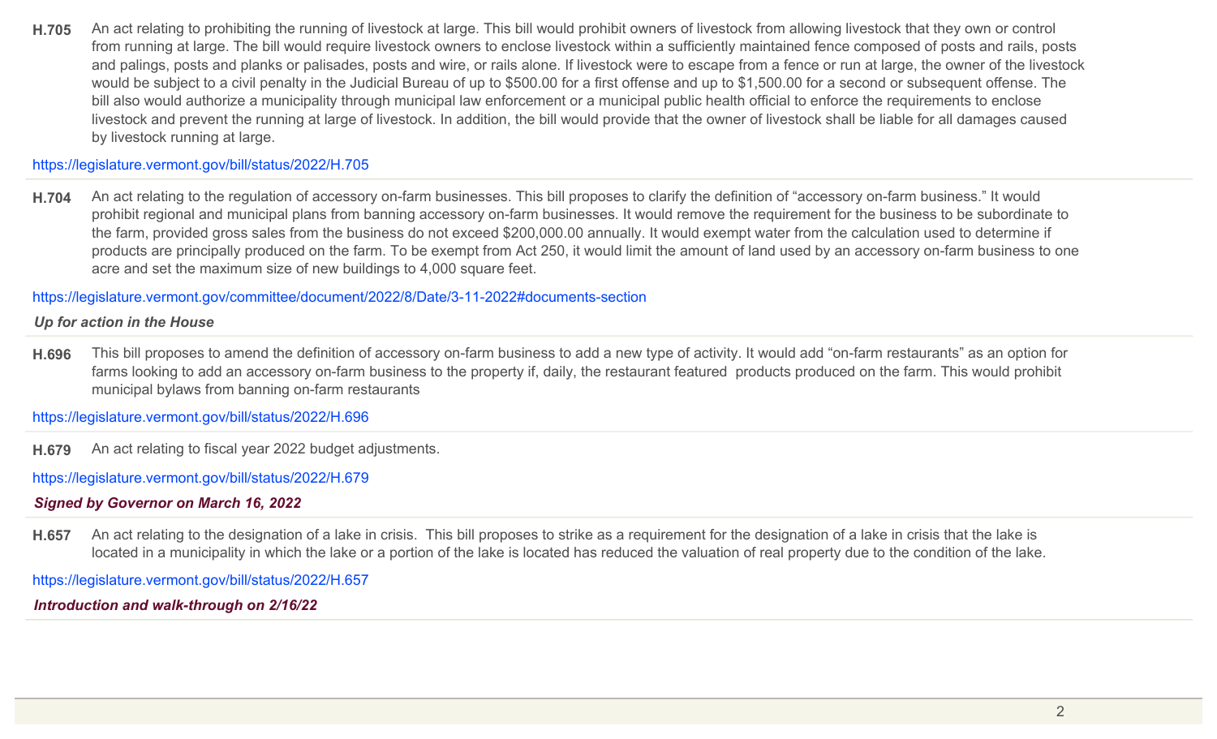**H.705** An act relating to prohibiting the running of livestock at large. This bill would prohibit owners of livestock from allowing livestock that they own or control from running at large. The bill would require livestock owners to enclose livestock within a sufficiently maintained fence composed of posts and rails, posts and palings, posts and planks or palisades, posts and wire, or rails alone. If livestock were to escape from a fence or run at large, the owner of the livestock would be subject to a civil penalty in the Judicial Bureau of up to $500.00 for a first offense and up to $1,500.00 for a second or subsequent offense. The bill also would authorize a municipality through municipal law enforcement or a municipal public health official to enforce the requirements to enclose livestock and prevent the running at large of livestock. In addition, the bill would provide that the owner of livestock shall be liable for all damages caused by livestock running at large.

https://legislature.vermont.gov/bill/status/2022/H.705

---

**H.704** An act relating to the regulation of accessory on-farm businesses. This bill proposes to clarify the definition of "accessory on-farm business." It would prohibit regional and municipal plans from banning accessory on-farm businesses. It would remove the requirement for the business to be subordinate to the farm, provided gross sales from the business do not exceed $200,000.00 annually. It would exempt water from the calculation used to determine if products are principally produced on the farm. To be exempt from Act 250, it would limit the amount of land used by an accessory on-farm business to one acre and set the maximum size of new buildings to 4,000 square feet.

https://legislature.vermont.gov/committee/document/2022/8/Date/3-11-2022#documents-section

***Up for action in the House***

---

**H.696** This bill proposes to amend the definition of accessory on-farm business to add a new type of activity. It would add "on-farm restaurants" as an option for farms looking to add an accessory on-farm business to the property if, daily, the restaurant featured products produced on the farm. This would prohibit municipal bylaws from banning on-farm restaurants

https://legislature.vermont.gov/bill/status/2022/H.696

---

**H.679** An act relating to fiscal year 2022 budget adjustments.

https://legislature.vermont.gov/bill/status/2022/H.679

***Signed by Governor on March 16, 2022***

---

**H.657** An act relating to the designation of a lake in crisis. This bill proposes to strike as a requirement for the designation of a lake in crisis that the lake is located in a municipality in which the lake or a portion of the lake is located has reduced the valuation of real property due to the condition of the lake.

https://legislature.vermont.gov/bill/status/2022/H.657

***Introduction and walk-through on 2/16/22***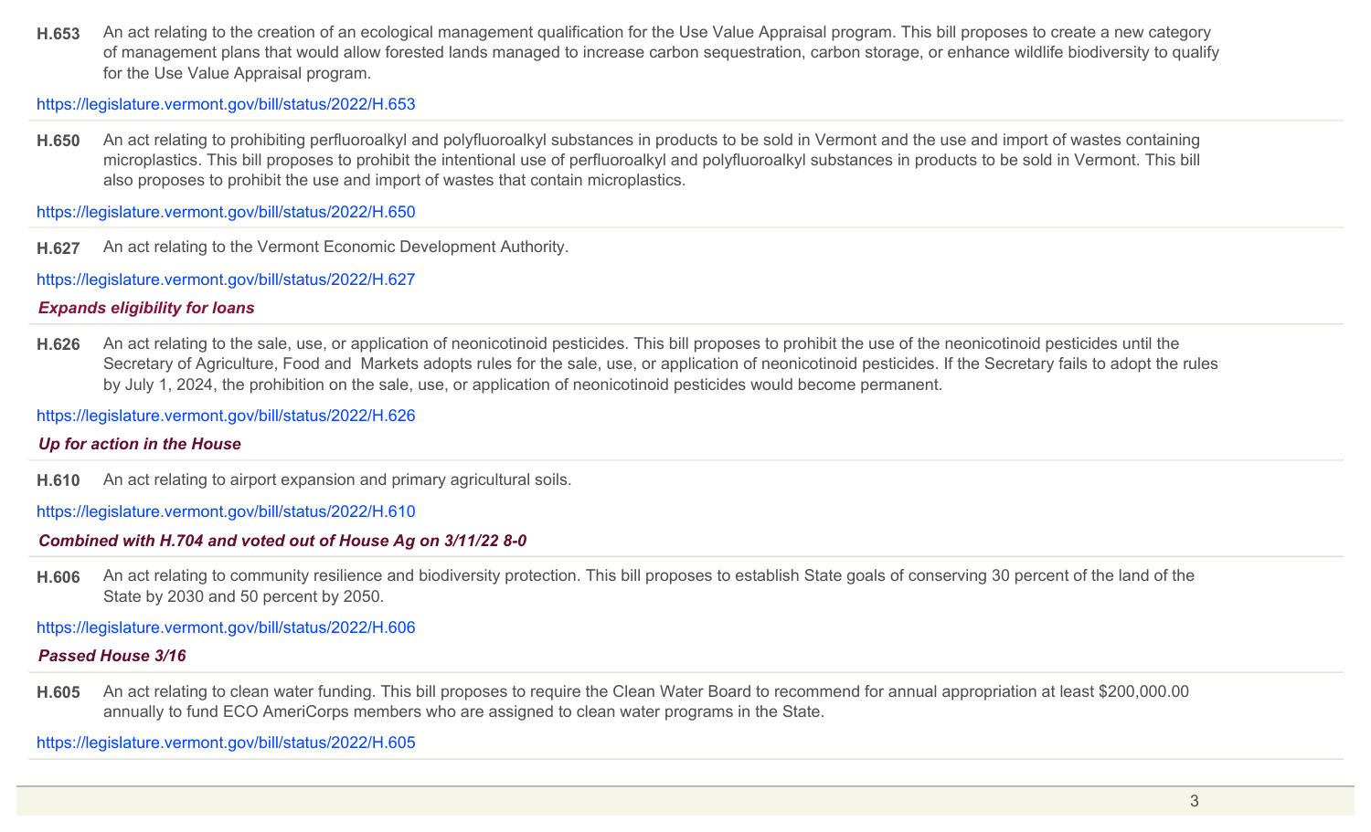**H.653** An act relating to the creation of an ecological management qualification for the Use Value Appraisal program. This bill proposes to create a new category of management plans that would allow forested lands managed to increase carbon sequestration, carbon storage, or enhance wildlife biodiversity to qualify for the Use Value Appraisal program.

https://legislature.vermont.gov/bill/status/2022/H.653

---

**H.650** An act relating to prohibiting perfluoroalkyl and polyfluoroalkyl substances in products to be sold in Vermont and the use and import of wastes containing microplastics. This bill proposes to prohibit the intentional use of perfluoroalkyl and polyfluoroalkyl substances in products to be sold in Vermont. This bill also proposes to prohibit the use and import of wastes that contain microplastics.

https://legislature.vermont.gov/bill/status/2022/H.650

---

**H.627** An act relating to the Vermont Economic Development Authority.

https://legislature.vermont.gov/bill/status/2022/H.627

***Expands eligibility for loans***

---

**H.626** An act relating to the sale, use, or application of neonicotinoid pesticides. This bill proposes to prohibit the use of the neonicotinoid pesticides until the Secretary of Agriculture, Food and Markets adopts rules for the sale, use, or application of neonicotinoid pesticides. If the Secretary fails to adopt the rules by July 1, 2024, the prohibition on the sale, use, or application of neonicotinoid pesticides would become permanent.

https://legislature.vermont.gov/bill/status/2022/H.626

***Up for action in the House***

---

**H.610** An act relating to airport expansion and primary agricultural soils.

https://legislature.vermont.gov/bill/status/2022/H.610

***Combined with H.704 and voted out of House Ag on 3/11/22 8-0***

---

**H.606** An act relating to community resilience and biodiversity protection. This bill proposes to establish State goals of conserving 30 percent of the land of the State by 2030 and 50 percent by 2050.

https://legislature.vermont.gov/bill/status/2022/H.606

***Passed House 3/16***

---

**H.605** An act relating to clean water funding. This bill proposes to require the Clean Water Board to recommend for annual appropriation at least $200,000.00 annually to fund ECO AmeriCorps members who are assigned to clean water programs in the State.

https://legislature.vermont.gov/bill/status/2022/H.605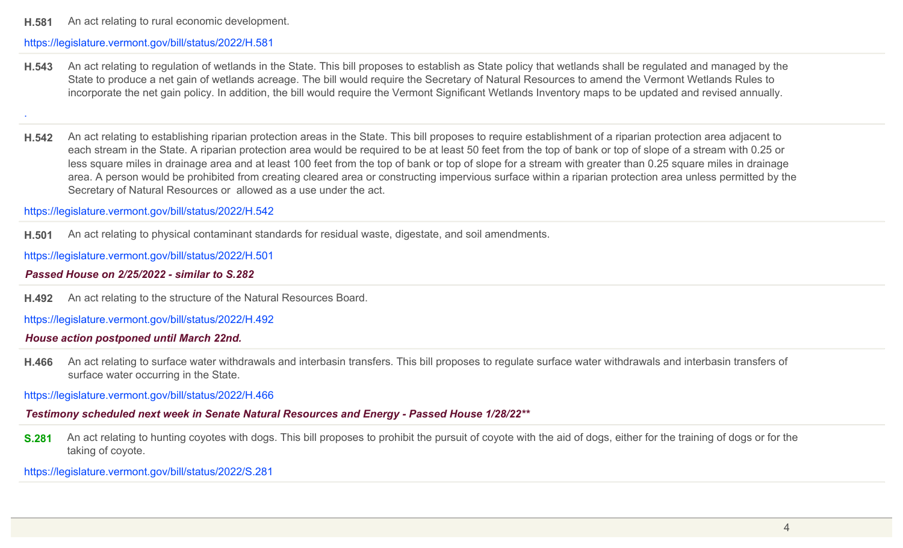**H.581** An act relating to rural economic development.

https://legislature.vermont.gov/bill/status/2022/H.581

---

**H.543** An act relating to regulation of wetlands in the State. This bill proposes to establish as State policy that wetlands shall be regulated and managed by the State to produce a net gain of wetlands acreage. The bill would require the Secretary of Natural Resources to amend the Vermont Wetlands Rules to incorporate the net gain policy. In addition, the bill would require the Vermont Significant Wetlands Inventory maps to be updated and revised annually.

.

---

**H.542** An act relating to establishing riparian protection areas in the State. This bill proposes to require establishment of a riparian protection area adjacent to each stream in the State. A riparian protection area would be required to be at least 50 feet from the top of bank or top of slope of a stream with 0.25 or less square miles in drainage area and at least 100 feet from the top of bank or top of slope for a stream with greater than 0.25 square miles in drainage area. A person would be prohibited from creating cleared area or constructing impervious surface within a riparian protection area unless permitted by the Secretary of Natural Resources or allowed as a use under the act.

https://legislature.vermont.gov/bill/status/2022/H.542

---

**H.501** An act relating to physical contaminant standards for residual waste, digestate, and soil amendments.

https://legislature.vermont.gov/bill/status/2022/H.501

***Passed House on 2/25/2022 - similar to S.282***

---

**H.492** An act relating to the structure of the Natural Resources Board.

https://legislature.vermont.gov/bill/status/2022/H.492

***House action postponed until March 22nd.***

---

**H.466** An act relating to surface water withdrawals and interbasin transfers. This bill proposes to regulate surface water withdrawals and interbasin transfers of surface water occurring in the State.

https://legislature.vermont.gov/bill/status/2022/H.466

***Testimony scheduled next week in Senate Natural Resources and Energy - Passed House 1/28/22\*\****

---

**S.281** An act relating to hunting coyotes with dogs. This bill proposes to prohibit the pursuit of coyote with the aid of dogs, either for the training of dogs or for the taking of coyote.

https://legislature.vermont.gov/bill/status/2022/S.281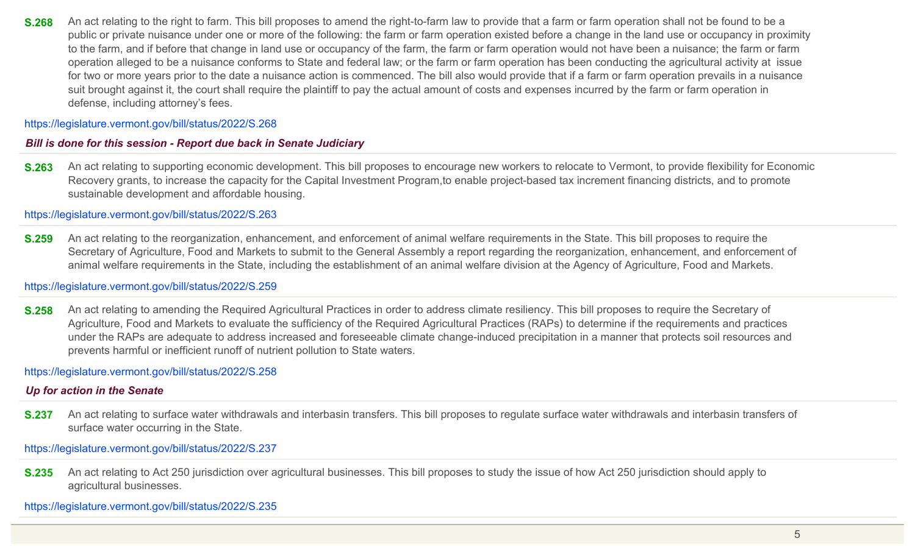**S.268** An act relating to the right to farm. This bill proposes to amend the right-to-farm law to provide that a farm or farm operation shall not be found to be a public or private nuisance under one or more of the following: the farm or farm operation existed before a change in the land use or occupancy in proximity to the farm, and if before that change in land use or occupancy of the farm, the farm or farm operation would not have been a nuisance; the farm or farm operation alleged to be a nuisance conforms to State and federal law; or the farm or farm operation has been conducting the agricultural activity at issue for two or more years prior to the date a nuisance action is commenced. The bill also would provide that if a farm or farm operation prevails in a nuisance suit brought against it, the court shall require the plaintiff to pay the actual amount of costs and expenses incurred by the farm or farm operation in defense, including attorney's fees.

https://legislature.vermont.gov/bill/status/2022/S.268

***Bill is done for this session - Report due back in Senate Judiciary***

---

**S.263** An act relating to supporting economic development. This bill proposes to encourage new workers to relocate to Vermont, to provide flexibility for Economic Recovery grants, to increase the capacity for the Capital Investment Program,to enable project-based tax increment financing districts, and to promote sustainable development and affordable housing.

https://legislature.vermont.gov/bill/status/2022/S.263

---

**S.259** An act relating to the reorganization, enhancement, and enforcement of animal welfare requirements in the State. This bill proposes to require the Secretary of Agriculture, Food and Markets to submit to the General Assembly a report regarding the reorganization, enhancement, and enforcement of animal welfare requirements in the State, including the establishment of an animal welfare division at the Agency of Agriculture, Food and Markets.

https://legislature.vermont.gov/bill/status/2022/S.259

---

**S.258** An act relating to amending the Required Agricultural Practices in order to address climate resiliency. This bill proposes to require the Secretary of Agriculture, Food and Markets to evaluate the sufficiency of the Required Agricultural Practices (RAPs) to determine if the requirements and practices under the RAPs are adequate to address increased and foreseeable climate change-induced precipitation in a manner that protects soil resources and prevents harmful or inefficient runoff of nutrient pollution to State waters.

https://legislature.vermont.gov/bill/status/2022/S.258

***Up for action in the Senate***

---

**S.237** An act relating to surface water withdrawals and interbasin transfers. This bill proposes to regulate surface water withdrawals and interbasin transfers of surface water occurring in the State.

https://legislature.vermont.gov/bill/status/2022/S.237

---

**S.235** An act relating to Act 250 jurisdiction over agricultural businesses. This bill proposes to study the issue of how Act 250 jurisdiction should apply to agricultural businesses.

https://legislature.vermont.gov/bill/status/2022/S.235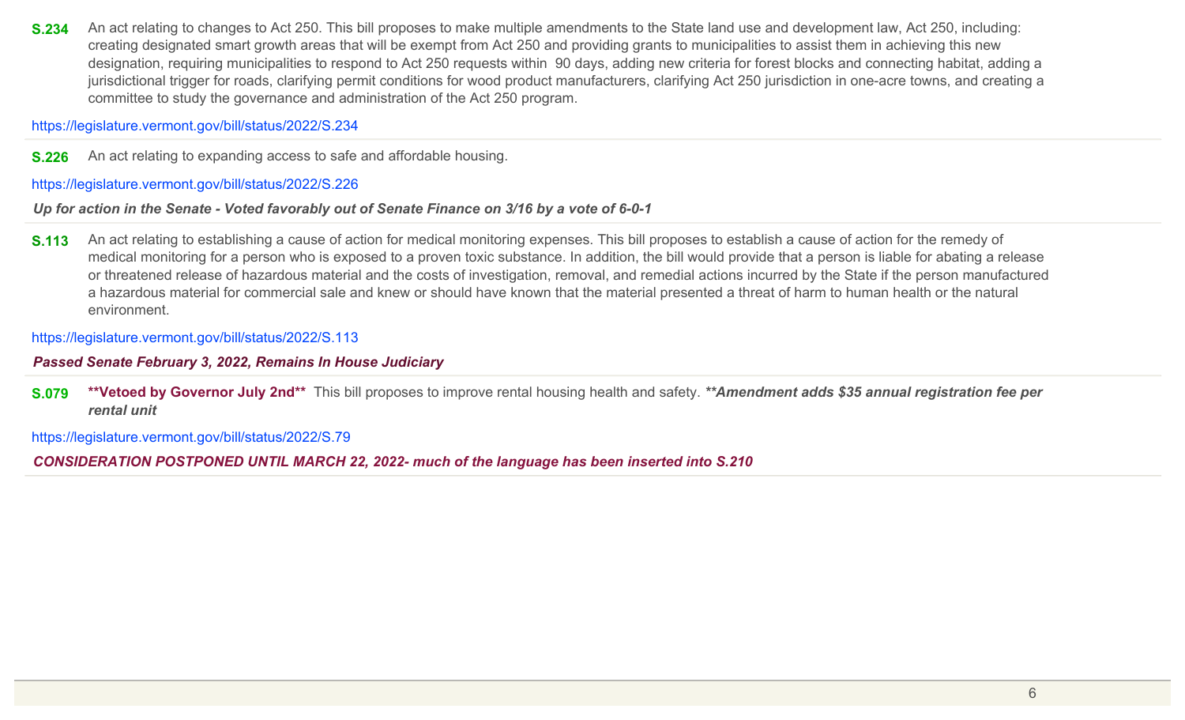**S.234** An act relating to changes to Act 250. This bill proposes to make multiple amendments to the State land use and development law, Act 250, including: creating designated smart growth areas that will be exempt from Act 250 and providing grants to municipalities to assist them in achieving this new designation, requiring municipalities to respond to Act 250 requests within 90 days, adding new criteria for forest blocks and connecting habitat, adding a jurisdictional trigger for roads, clarifying permit conditions for wood product manufacturers, clarifying Act 250 jurisdiction in one-acre towns, and creating a committee to study the governance and administration of the Act 250 program.

https://legislature.vermont.gov/bill/status/2022/S.234

---

**S.226** An act relating to expanding access to safe and affordable housing.

https://legislature.vermont.gov/bill/status/2022/S.226

***Up for action in the Senate - Voted favorably out of Senate Finance on 3/16 by a vote of 6-0-1***

---

**S.113** An act relating to establishing a cause of action for medical monitoring expenses. This bill proposes to establish a cause of action for the remedy of medical monitoring for a person who is exposed to a proven toxic substance. In addition, the bill would provide that a person is liable for abating a release or threatened release of hazardous material and the costs of investigation, removal, and remedial actions incurred by the State if the person manufactured a hazardous material for commercial sale and knew or should have known that the material presented a threat of harm to human health or the natural environment.

https://legislature.vermont.gov/bill/status/2022/S.113

***Passed Senate February 3, 2022, Remains In House Judiciary***

---

**S.079** **\*\*Vetoed by Governor July 2nd\*\*** This bill proposes to improve rental housing health and safety. ***\*\*Amendment adds $35 annual registration fee per rental unit***

https://legislature.vermont.gov/bill/status/2022/S.79

***CONSIDERATION POSTPONED UNTIL MARCH 22, 2022- much of the language has been inserted into S.210***